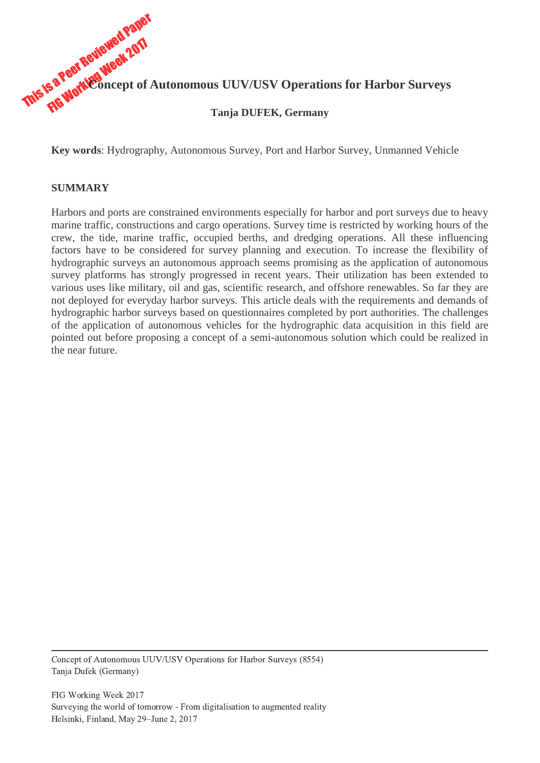This is a Peer Reviewed Paper
FIG Working Week 2017

# Concept of Autonomous UUV/USV Operations for Harbor Surveys

**Tanja DUFEK, Germany**

**Key words**: Hydrography, Autonomous Survey, Port and Harbor Survey, Unmanned Vehicle

## SUMMARY

Harbors and ports are constrained environments especially for harbor and port surveys due to heavy marine traffic, constructions and cargo operations. Survey time is restricted by working hours of the crew, the tide, marine traffic, occupied berths, and dredging operations. All these influencing factors have to be considered for survey planning and execution. To increase the flexibility of hydrographic surveys an autonomous approach seems promising as the application of autonomous survey platforms has strongly progressed in recent years. Their utilization has been extended to various uses like military, oil and gas, scientific research, and offshore renewables. So far they are not deployed for everyday harbor surveys. This article deals with the requirements and demands of hydrographic harbor surveys based on questionnaires completed by port authorities. The challenges of the application of autonomous vehicles for the hydrographic data acquisition in this field are pointed out before proposing a concept of a semi-autonomous solution which could be realized in the near future.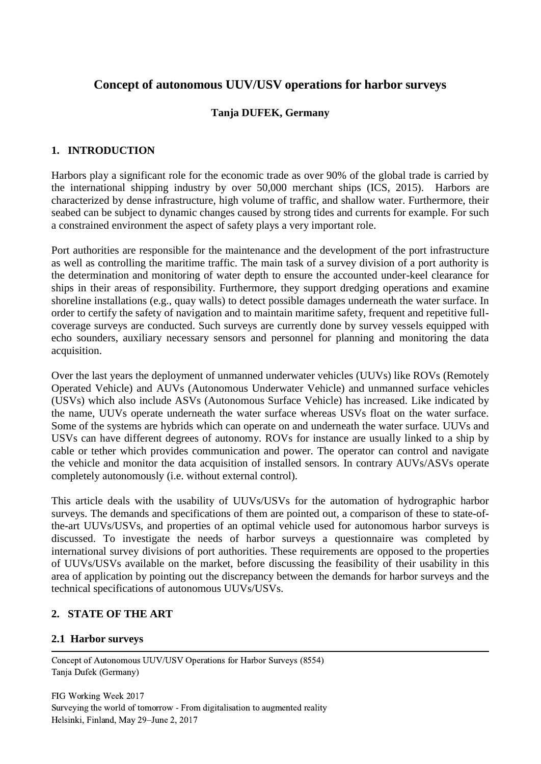# Concept of autonomous UUV/USV operations for harbor surveys

**Tanja DUFEK, Germany**

## 1. INTRODUCTION

Harbors play a significant role for the economic trade as over 90% of the global trade is carried by the international shipping industry by over 50,000 merchant ships (ICS, 2015). Harbors are characterized by dense infrastructure, high volume of traffic, and shallow water. Furthermore, their seabed can be subject to dynamic changes caused by strong tides and currents for example. For such a constrained environment the aspect of safety plays a very important role.

Port authorities are responsible for the maintenance and the development of the port infrastructure as well as controlling the maritime traffic. The main task of a survey division of a port authority is the determination and monitoring of water depth to ensure the accounted under-keel clearance for ships in their areas of responsibility. Furthermore, they support dredging operations and examine shoreline installations (e.g., quay walls) to detect possible damages underneath the water surface. In order to certify the safety of navigation and to maintain maritime safety, frequent and repetitive full-coverage surveys are conducted. Such surveys are currently done by survey vessels equipped with echo sounders, auxiliary necessary sensors and personnel for planning and monitoring the data acquisition.

Over the last years the deployment of unmanned underwater vehicles (UUVs) like ROVs (Remotely Operated Vehicle) and AUVs (Autonomous Underwater Vehicle) and unmanned surface vehicles (USVs) which also include ASVs (Autonomous Surface Vehicle) has increased. Like indicated by the name, UUVs operate underneath the water surface whereas USVs float on the water surface. Some of the systems are hybrids which can operate on and underneath the water surface. UUVs and USVs can have different degrees of autonomy. ROVs for instance are usually linked to a ship by cable or tether which provides communication and power. The operator can control and navigate the vehicle and monitor the data acquisition of installed sensors. In contrary AUVs/ASVs operate completely autonomously (i.e. without external control).

This article deals with the usability of UUVs/USVs for the automation of hydrographic harbor surveys. The demands and specifications of them are pointed out, a comparison of these to state-of-the-art UUVs/USVs, and properties of an optimal vehicle used for autonomous harbor surveys is discussed. To investigate the needs of harbor surveys a questionnaire was completed by international survey divisions of port authorities. These requirements are opposed to the properties of UUVs/USVs available on the market, before discussing the feasibility of their usability in this area of application by pointing out the discrepancy between the demands for harbor surveys and the technical specifications of autonomous UUVs/USVs.

## 2. STATE OF THE ART

### 2.1 Harbor surveys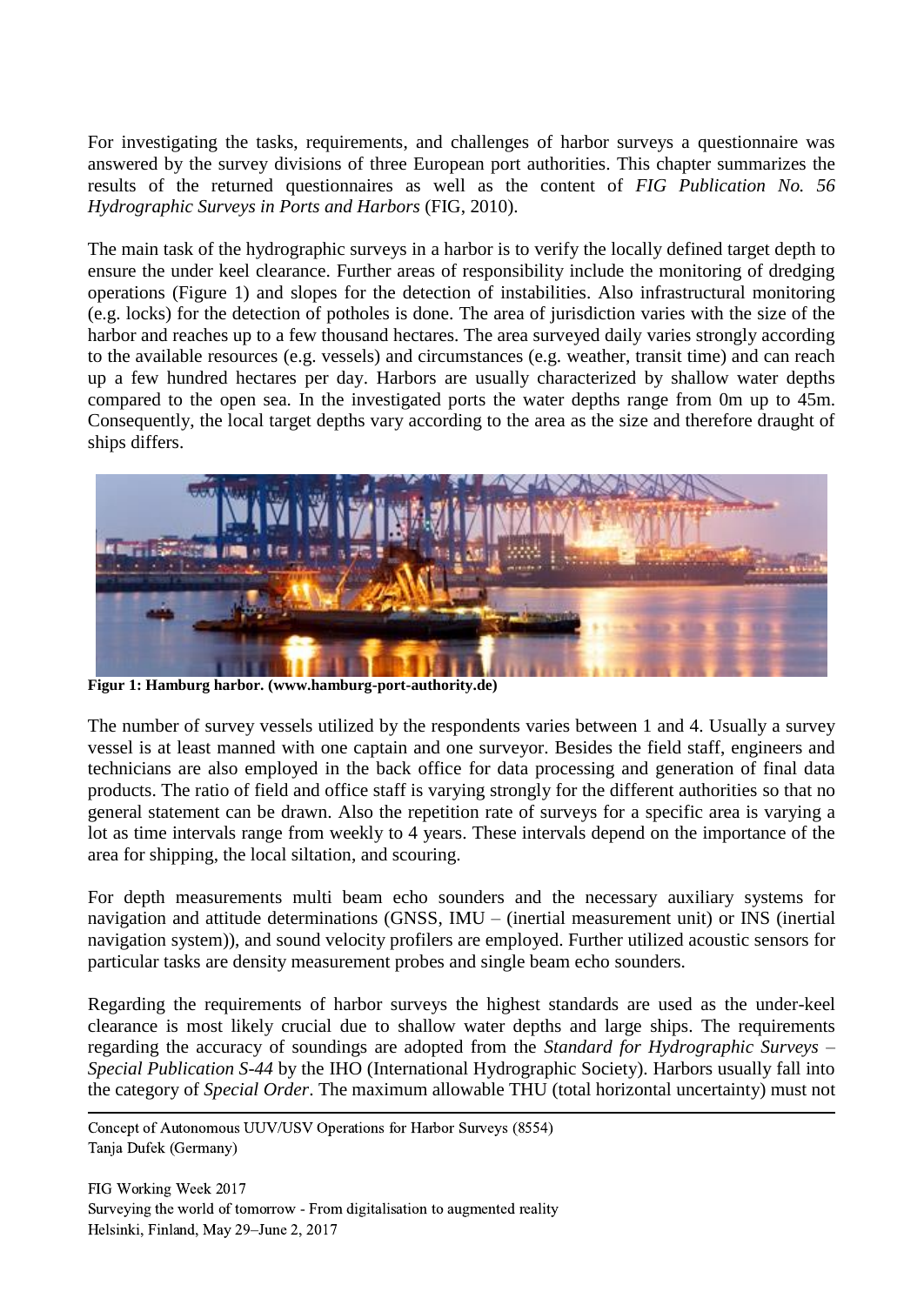For investigating the tasks, requirements, and challenges of harbor surveys a questionnaire was answered by the survey divisions of three European port authorities. This chapter summarizes the results of the returned questionnaires as well as the content of *FIG Publication No. 56 Hydrographic Surveys in Ports and Harbors* (FIG, 2010).

The main task of the hydrographic surveys in a harbor is to verify the locally defined target depth to ensure the under keel clearance. Further areas of responsibility include the monitoring of dredging operations (Figure 1) and slopes for the detection of instabilities. Also infrastructural monitoring (e.g. locks) for the detection of potholes is done. The area of jurisdiction varies with the size of the harbor and reaches up to a few thousand hectares. The area surveyed daily varies strongly according to the available resources (e.g. vessels) and circumstances (e.g. weather, transit time) and can reach up a few hundred hectares per day. Harbors are usually characterized by shallow water depths compared to the open sea. In the investigated ports the water depths range from 0m up to 45m. Consequently, the local target depths vary according to the area as the size and therefore draught of ships differs.

**Figur 1: Hamburg harbor. (www.hamburg-port-authority.de)**

The number of survey vessels utilized by the respondents varies between 1 and 4. Usually a survey vessel is at least manned with one captain and one surveyor. Besides the field staff, engineers and technicians are also employed in the back office for data processing and generation of final data products. The ratio of field and office staff is varying strongly for the different authorities so that no general statement can be drawn. Also the repetition rate of surveys for a specific area is varying a lot as time intervals range from weekly to 4 years. These intervals depend on the importance of the area for shipping, the local siltation, and scouring.

For depth measurements multi beam echo sounders and the necessary auxiliary systems for navigation and attitude determinations (GNSS, IMU – (inertial measurement unit) or INS (inertial navigation system)), and sound velocity profilers are employed. Further utilized acoustic sensors for particular tasks are density measurement probes and single beam echo sounders.

Regarding the requirements of harbor surveys the highest standards are used as the under-keel clearance is most likely crucial due to shallow water depths and large ships. The requirements regarding the accuracy of soundings are adopted from the *Standard for Hydrographic Surveys – Special Publication S-44* by the IHO (International Hydrographic Society). Harbors usually fall into the category of *Special Order*. The maximum allowable THU (total horizontal uncertainty) must not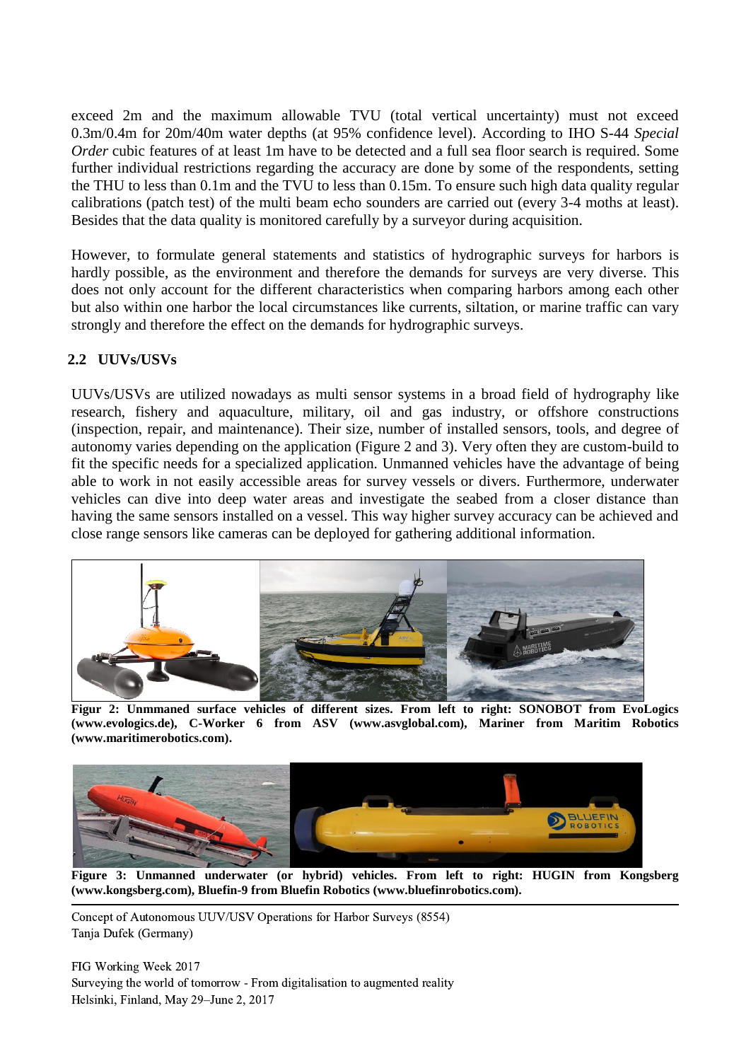exceed 2m and the maximum allowable TVU (total vertical uncertainty) must not exceed 0.3m/0.4m for 20m/40m water depths (at 95% confidence level). According to IHO S-44 *Special Order* cubic features of at least 1m have to be detected and a full sea floor search is required. Some further individual restrictions regarding the accuracy are done by some of the respondents, setting the THU to less than 0.1m and the TVU to less than 0.15m. To ensure such high data quality regular calibrations (patch test) of the multi beam echo sounders are carried out (every 3-4 moths at least). Besides that the data quality is monitored carefully by a surveyor during acquisition.

However, to formulate general statements and statistics of hydrographic surveys for harbors is hardly possible, as the environment and therefore the demands for surveys are very diverse. This does not only account for the different characteristics when comparing harbors among each other but also within one harbor the local circumstances like currents, siltation, or marine traffic can vary strongly and therefore the effect on the demands for hydrographic surveys.

## 2.2 UUVs/USVs

UUVs/USVs are utilized nowadays as multi sensor systems in a broad field of hydrography like research, fishery and aquaculture, military, oil and gas industry, or offshore constructions (inspection, repair, and maintenance). Their size, number of installed sensors, tools, and degree of autonomy varies depending on the application (Figure 2 and 3). Very often they are custom-build to fit the specific needs for a specialized application. Unmanned vehicles have the advantage of being able to work in not easily accessible areas for survey vessels or divers. Furthermore, underwater vehicles can dive into deep water areas and investigate the seabed from a closer distance than having the same sensors installed on a vessel. This way higher survey accuracy can be achieved and close range sensors like cameras can be deployed for gathering additional information.

**Figur 2: Unmanned surface vehicles of different sizes. From left to right: SONOBOT from EvoLogics (www.evologics.de), C-Worker 6 from ASV (www.asvglobal.com), Mariner from Maritim Robotics (www.maritimerobotics.com).**

**Figure 3: Unmanned underwater (or hybrid) vehicles. From left to right: HUGIN from Kongsberg (www.kongsberg.com), Bluefin-9 from Bluefin Robotics (www.bluefinrobotics.com).**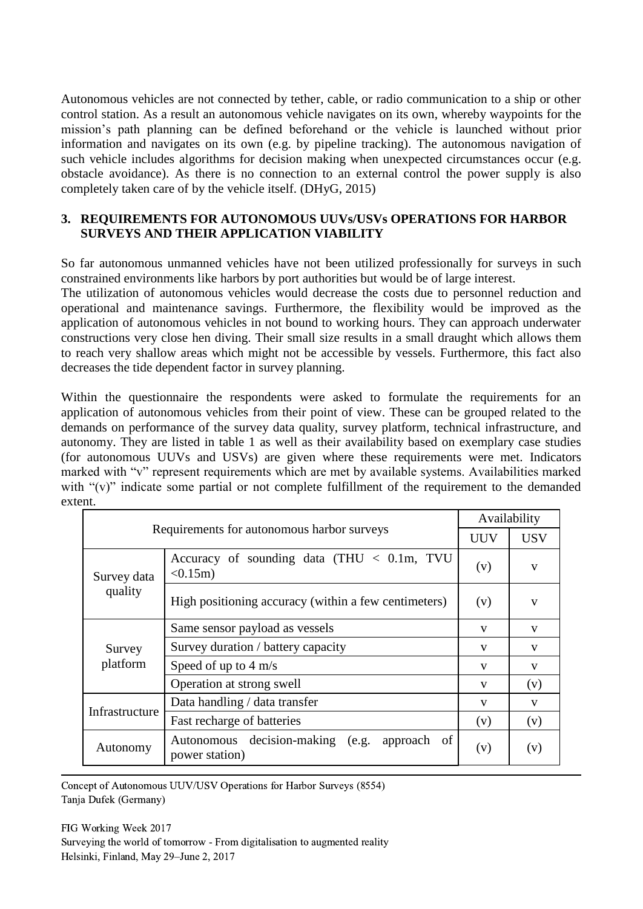Autonomous vehicles are not connected by tether, cable, or radio communication to a ship or other control station. As a result an autonomous vehicle navigates on its own, whereby waypoints for the mission's path planning can be defined beforehand or the vehicle is launched without prior information and navigates on its own (e.g. by pipeline tracking). The autonomous navigation of such vehicle includes algorithms for decision making when unexpected circumstances occur (e.g. obstacle avoidance). As there is no connection to an external control the power supply is also completely taken care of by the vehicle itself. (DHyG, 2015)

## 3. REQUIREMENTS FOR AUTONOMOUS UUVs/USVs OPERATIONS FOR HARBOR SURVEYS AND THEIR APPLICATION VIABILITY

So far autonomous unmanned vehicles have not been utilized professionally for surveys in such constrained environments like harbors by port authorities but would be of large interest.
The utilization of autonomous vehicles would decrease the costs due to personnel reduction and operational and maintenance savings. Furthermore, the flexibility would be improved as the application of autonomous vehicles in not bound to working hours. They can approach underwater constructions very close hen diving. Their small size results in a small draught which allows them to reach very shallow areas which might not be accessible by vessels. Furthermore, this fact also decreases the tide dependent factor in survey planning.

Within the questionnaire the respondents were asked to formulate the requirements for an application of autonomous vehicles from their point of view. These can be grouped related to the demands on performance of the survey data quality, survey platform, technical infrastructure, and autonomy. They are listed in table 1 as well as their availability based on exemplary case studies (for autonomous UUVs and USVs) are given where these requirements were met. Indicators marked with "v" represent requirements which are met by available systems. Availabilities marked with "(v)" indicate some partial or not complete fulfillment of the requirement to the demanded extent.

| Requirements for autonomous harbor surveys | | Availability | |
|---|---|---|---|
| | | UUV | USV |
| Survey data quality | Accuracy of sounding data (THU < 0.1m, TVU <0.15m) | (v) | v |
| | High positioning accuracy (within a few centimeters) | (v) | v |
| Survey platform | Same sensor payload as vessels | v | v |
| | Survey duration / battery capacity | v | v |
| | Speed of up to 4 m/s | v | v |
| | Operation at strong swell | v | (v) |
| Infrastructure | Data handling / data transfer | v | v |
| | Fast recharge of batteries | (v) | (v) |
| Autonomy | Autonomous decision-making (e.g. approach of power station) | (v) | (v) |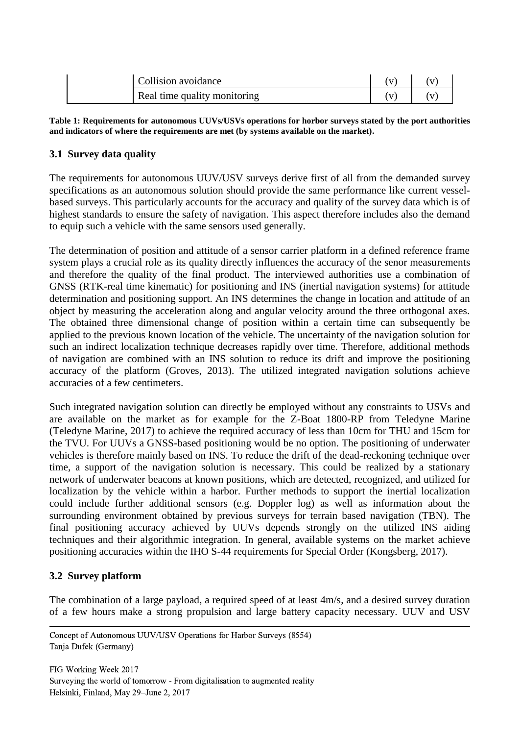| | | | |
|---|---|---|---|
| | Collision avoidance | (v) | (v) |
| | Real time quality monitoring | (v) | (v) |

**Table 1: Requirements for autonomous UUVs/USVs operations for horbor surveys stated by the port authorities and indicators of where the requirements are met (by systems available on the market).**

### 3.1 Survey data quality

The requirements for autonomous UUV/USV surveys derive first of all from the demanded survey specifications as an autonomous solution should provide the same performance like current vessel-based surveys. This particularly accounts for the accuracy and quality of the survey data which is of highest standards to ensure the safety of navigation. This aspect therefore includes also the demand to equip such a vehicle with the same sensors used generally.

The determination of position and attitude of a sensor carrier platform in a defined reference frame system plays a crucial role as its quality directly influences the accuracy of the senor measurements and therefore the quality of the final product. The interviewed authorities use a combination of GNSS (RTK-real time kinematic) for positioning and INS (inertial navigation systems) for attitude determination and positioning support. An INS determines the change in location and attitude of an object by measuring the acceleration along and angular velocity around the three orthogonal axes. The obtained three dimensional change of position within a certain time can subsequently be applied to the previous known location of the vehicle. The uncertainty of the navigation solution for such an indirect localization technique decreases rapidly over time. Therefore, additional methods of navigation are combined with an INS solution to reduce its drift and improve the positioning accuracy of the platform (Groves, 2013). The utilized integrated navigation solutions achieve accuracies of a few centimeters.

Such integrated navigation solution can directly be employed without any constraints to USVs and are available on the market as for example for the Z-Boat 1800-RP from Teledyne Marine (Teledyne Marine, 2017) to achieve the required accuracy of less than 10cm for THU and 15cm for the TVU. For UUVs a GNSS-based positioning would be no option. The positioning of underwater vehicles is therefore mainly based on INS. To reduce the drift of the dead-reckoning technique over time, a support of the navigation solution is necessary. This could be realized by a stationary network of underwater beacons at known positions, which are detected, recognized, and utilized for localization by the vehicle within a harbor. Further methods to support the inertial localization could include further additional sensors (e.g. Doppler log) as well as information about the surrounding environment obtained by previous surveys for terrain based navigation (TBN). The final positioning accuracy achieved by UUVs depends strongly on the utilized INS aiding techniques and their algorithmic integration. In general, available systems on the market achieve positioning accuracies within the IHO S-44 requirements for Special Order (Kongsberg, 2017).

### 3.2 Survey platform

The combination of a large payload, a required speed of at least 4m/s, and a desired survey duration of a few hours make a strong propulsion and large battery capacity necessary. UUV and USV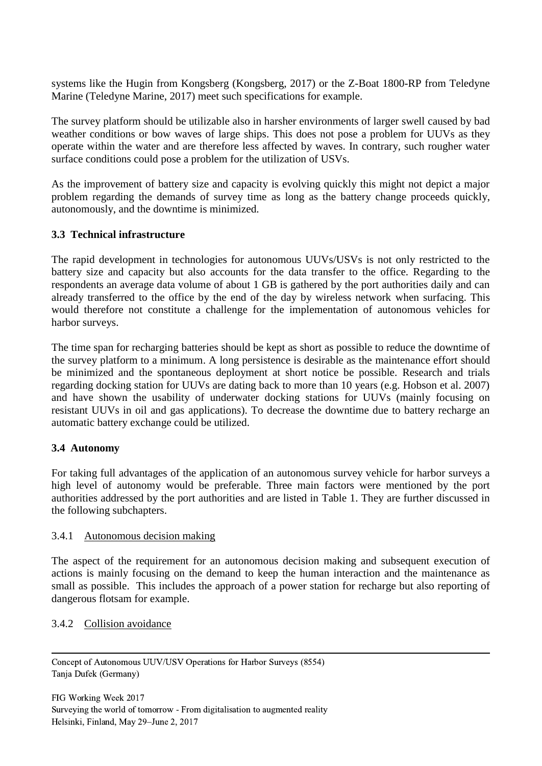systems like the Hugin from Kongsberg (Kongsberg, 2017) or the Z-Boat 1800-RP from Teledyne Marine (Teledyne Marine, 2017) meet such specifications for example.

The survey platform should be utilizable also in harsher environments of larger swell caused by bad weather conditions or bow waves of large ships. This does not pose a problem for UUVs as they operate within the water and are therefore less affected by waves. In contrary, such rougher water surface conditions could pose a problem for the utilization of USVs.

As the improvement of battery size and capacity is evolving quickly this might not depict a major problem regarding the demands of survey time as long as the battery change proceeds quickly, autonomously, and the downtime is minimized.

### 3.3 Technical infrastructure

The rapid development in technologies for autonomous UUVs/USVs is not only restricted to the battery size and capacity but also accounts for the data transfer to the office. Regarding to the respondents an average data volume of about 1 GB is gathered by the port authorities daily and can already transferred to the office by the end of the day by wireless network when surfacing. This would therefore not constitute a challenge for the implementation of autonomous vehicles for harbor surveys.

The time span for recharging batteries should be kept as short as possible to reduce the downtime of the survey platform to a minimum. A long persistence is desirable as the maintenance effort should be minimized and the spontaneous deployment at short notice be possible. Research and trials regarding docking station for UUVs are dating back to more than 10 years (e.g. Hobson et al. 2007) and have shown the usability of underwater docking stations for UUVs (mainly focusing on resistant UUVs in oil and gas applications). To decrease the downtime due to battery recharge an automatic battery exchange could be utilized.

### 3.4 Autonomy

For taking full advantages of the application of an autonomous survey vehicle for harbor surveys a high level of autonomy would be preferable. Three main factors were mentioned by the port authorities addressed by the port authorities and are listed in Table 1. They are further discussed in the following subchapters.

#### 3.4.1 Autonomous decision making

The aspect of the requirement for an autonomous decision making and subsequent execution of actions is mainly focusing on the demand to keep the human interaction and the maintenance as small as possible. This includes the approach of a power station for recharge but also reporting of dangerous flotsam for example.

#### 3.4.2 Collision avoidance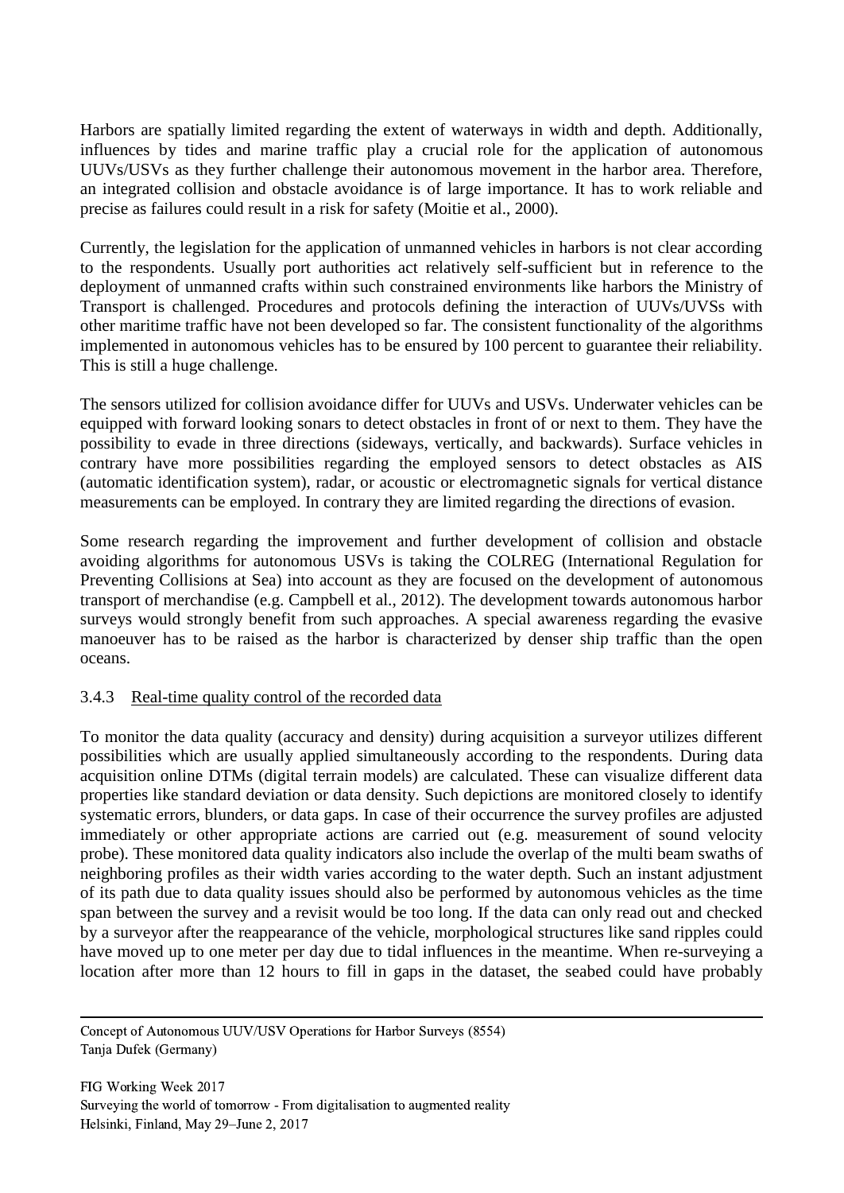Harbors are spatially limited regarding the extent of waterways in width and depth. Additionally, influences by tides and marine traffic play a crucial role for the application of autonomous UUVs/USVs as they further challenge their autonomous movement in the harbor area. Therefore, an integrated collision and obstacle avoidance is of large importance. It has to work reliable and precise as failures could result in a risk for safety (Moitie et al., 2000).

Currently, the legislation for the application of unmanned vehicles in harbors is not clear according to the respondents. Usually port authorities act relatively self-sufficient but in reference to the deployment of unmanned crafts within such constrained environments like harbors the Ministry of Transport is challenged. Procedures and protocols defining the interaction of UUVs/UVSs with other maritime traffic have not been developed so far. The consistent functionality of the algorithms implemented in autonomous vehicles has to be ensured by 100 percent to guarantee their reliability. This is still a huge challenge.

The sensors utilized for collision avoidance differ for UUVs and USVs. Underwater vehicles can be equipped with forward looking sonars to detect obstacles in front of or next to them. They have the possibility to evade in three directions (sideways, vertically, and backwards). Surface vehicles in contrary have more possibilities regarding the employed sensors to detect obstacles as AIS (automatic identification system), radar, or acoustic or electromagnetic signals for vertical distance measurements can be employed. In contrary they are limited regarding the directions of evasion.

Some research regarding the improvement and further development of collision and obstacle avoiding algorithms for autonomous USVs is taking the COLREG (International Regulation for Preventing Collisions at Sea) into account as they are focused on the development of autonomous transport of merchandise (e.g. Campbell et al., 2012). The development towards autonomous harbor surveys would strongly benefit from such approaches. A special awareness regarding the evasive manoeuver has to be raised as the harbor is characterized by denser ship traffic than the open oceans.

### 3.4.3 Real-time quality control of the recorded data

To monitor the data quality (accuracy and density) during acquisition a surveyor utilizes different possibilities which are usually applied simultaneously according to the respondents. During data acquisition online DTMs (digital terrain models) are calculated. These can visualize different data properties like standard deviation or data density. Such depictions are monitored closely to identify systematic errors, blunders, or data gaps. In case of their occurrence the survey profiles are adjusted immediately or other appropriate actions are carried out (e.g. measurement of sound velocity probe). These monitored data quality indicators also include the overlap of the multi beam swaths of neighboring profiles as their width varies according to the water depth. Such an instant adjustment of its path due to data quality issues should also be performed by autonomous vehicles as the time span between the survey and a revisit would be too long. If the data can only read out and checked by a surveyor after the reappearance of the vehicle, morphological structures like sand ripples could have moved up to one meter per day due to tidal influences in the meantime. When re-surveying a location after more than 12 hours to fill in gaps in the dataset, the seabed could have probably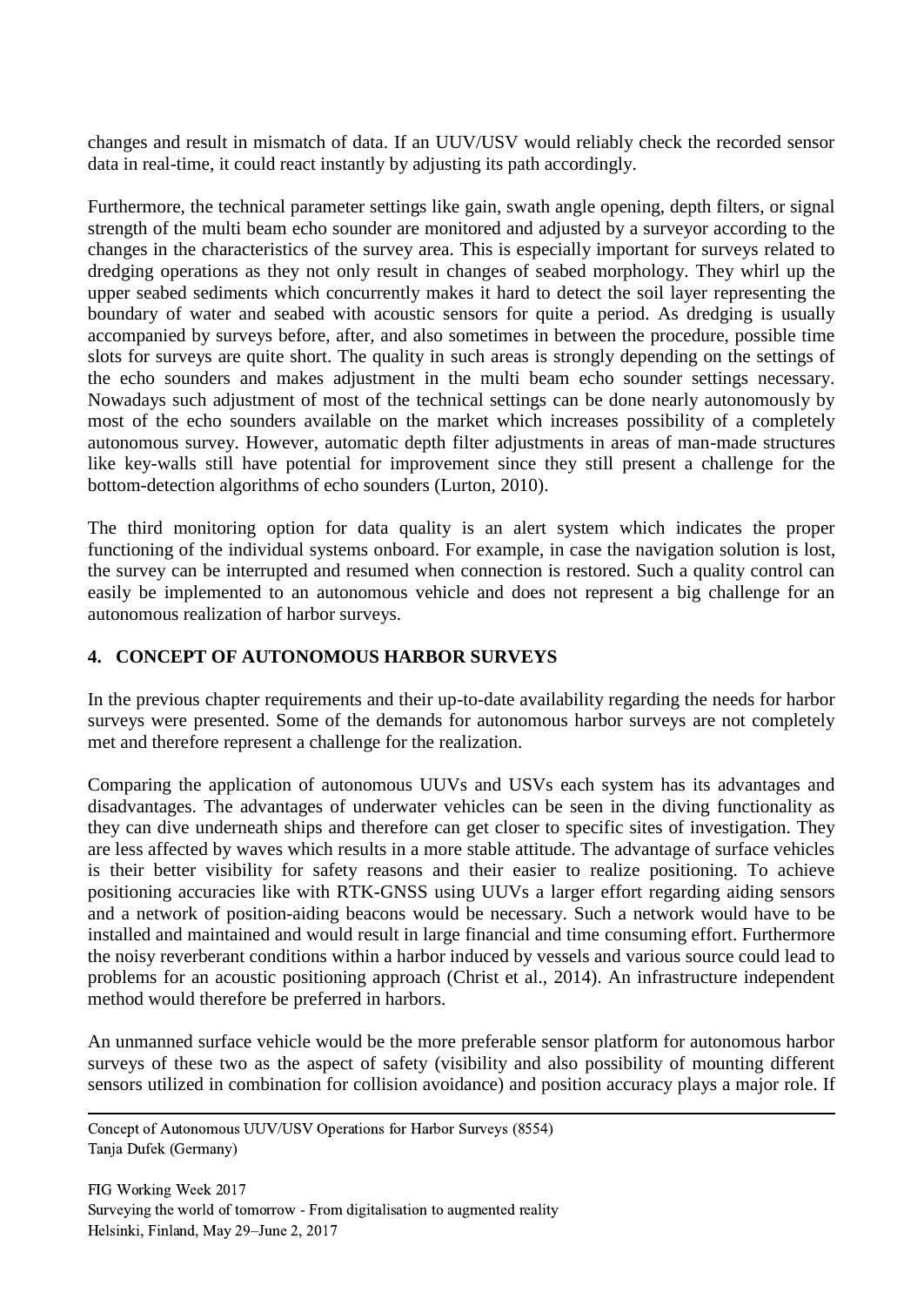changes and result in mismatch of data. If an UUV/USV would reliably check the recorded sensor data in real-time, it could react instantly by adjusting its path accordingly.

Furthermore, the technical parameter settings like gain, swath angle opening, depth filters, or signal strength of the multi beam echo sounder are monitored and adjusted by a surveyor according to the changes in the characteristics of the survey area. This is especially important for surveys related to dredging operations as they not only result in changes of seabed morphology. They whirl up the upper seabed sediments which concurrently makes it hard to detect the soil layer representing the boundary of water and seabed with acoustic sensors for quite a period. As dredging is usually accompanied by surveys before, after, and also sometimes in between the procedure, possible time slots for surveys are quite short. The quality in such areas is strongly depending on the settings of the echo sounders and makes adjustment in the multi beam echo sounder settings necessary. Nowadays such adjustment of most of the technical settings can be done nearly autonomously by most of the echo sounders available on the market which increases possibility of a completely autonomous survey. However, automatic depth filter adjustments in areas of man-made structures like key-walls still have potential for improvement since they still present a challenge for the bottom-detection algorithms of echo sounders (Lurton, 2010).

The third monitoring option for data quality is an alert system which indicates the proper functioning of the individual systems onboard. For example, in case the navigation solution is lost, the survey can be interrupted and resumed when connection is restored. Such a quality control can easily be implemented to an autonomous vehicle and does not represent a big challenge for an autonomous realization of harbor surveys.

## 4. CONCEPT OF AUTONOMOUS HARBOR SURVEYS

In the previous chapter requirements and their up-to-date availability regarding the needs for harbor surveys were presented. Some of the demands for autonomous harbor surveys are not completely met and therefore represent a challenge for the realization.

Comparing the application of autonomous UUVs and USVs each system has its advantages and disadvantages. The advantages of underwater vehicles can be seen in the diving functionality as they can dive underneath ships and therefore can get closer to specific sites of investigation. They are less affected by waves which results in a more stable attitude. The advantage of surface vehicles is their better visibility for safety reasons and their easier to realize positioning. To achieve positioning accuracies like with RTK-GNSS using UUVs a larger effort regarding aiding sensors and a network of position-aiding beacons would be necessary. Such a network would have to be installed and maintained and would result in large financial and time consuming effort. Furthermore the noisy reverberant conditions within a harbor induced by vessels and various source could lead to problems for an acoustic positioning approach (Christ et al., 2014). An infrastructure independent method would therefore be preferred in harbors.

An unmanned surface vehicle would be the more preferable sensor platform for autonomous harbor surveys of these two as the aspect of safety (visibility and also possibility of mounting different sensors utilized in combination for collision avoidance) and position accuracy plays a major role. If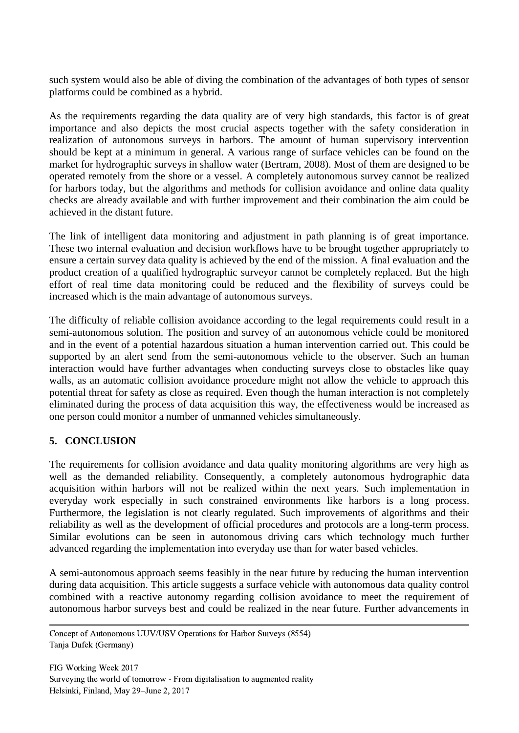such system would also be able of diving the combination of the advantages of both types of sensor platforms could be combined as a hybrid.

As the requirements regarding the data quality are of very high standards, this factor is of great importance and also depicts the most crucial aspects together with the safety consideration in realization of autonomous surveys in harbors. The amount of human supervisory intervention should be kept at a minimum in general. A various range of surface vehicles can be found on the market for hydrographic surveys in shallow water (Bertram, 2008). Most of them are designed to be operated remotely from the shore or a vessel. A completely autonomous survey cannot be realized for harbors today, but the algorithms and methods for collision avoidance and online data quality checks are already available and with further improvement and their combination the aim could be achieved in the distant future.

The link of intelligent data monitoring and adjustment in path planning is of great importance. These two internal evaluation and decision workflows have to be brought together appropriately to ensure a certain survey data quality is achieved by the end of the mission. A final evaluation and the product creation of a qualified hydrographic surveyor cannot be completely replaced. But the high effort of real time data monitoring could be reduced and the flexibility of surveys could be increased which is the main advantage of autonomous surveys.

The difficulty of reliable collision avoidance according to the legal requirements could result in a semi-autonomous solution. The position and survey of an autonomous vehicle could be monitored and in the event of a potential hazardous situation a human intervention carried out. This could be supported by an alert send from the semi-autonomous vehicle to the observer. Such an human interaction would have further advantages when conducting surveys close to obstacles like quay walls, as an automatic collision avoidance procedure might not allow the vehicle to approach this potential threat for safety as close as required. Even though the human interaction is not completely eliminated during the process of data acquisition this way, the effectiveness would be increased as one person could monitor a number of unmanned vehicles simultaneously.

## 5. CONCLUSION

The requirements for collision avoidance and data quality monitoring algorithms are very high as well as the demanded reliability. Consequently, a completely autonomous hydrographic data acquisition within harbors will not be realized within the next years. Such implementation in everyday work especially in such constrained environments like harbors is a long process. Furthermore, the legislation is not clearly regulated. Such improvements of algorithms and their reliability as well as the development of official procedures and protocols are a long-term process. Similar evolutions can be seen in autonomous driving cars which technology much further advanced regarding the implementation into everyday use than for water based vehicles.

A semi-autonomous approach seems feasibly in the near future by reducing the human intervention during data acquisition. This article suggests a surface vehicle with autonomous data quality control combined with a reactive autonomy regarding collision avoidance to meet the requirement of autonomous harbor surveys best and could be realized in the near future. Further advancements in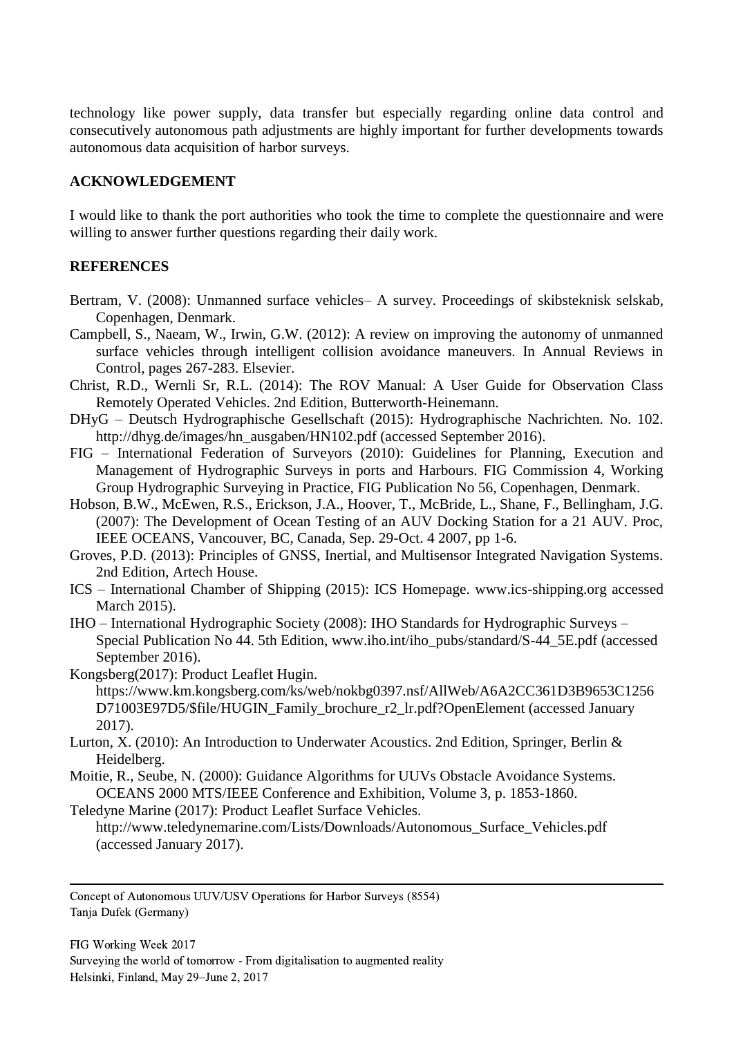technology like power supply, data transfer but especially regarding online data control and consecutively autonomous path adjustments are highly important for further developments towards autonomous data acquisition of harbor surveys.

## ACKNOWLEDGEMENT

I would like to thank the port authorities who took the time to complete the questionnaire and were willing to answer further questions regarding their daily work.

## REFERENCES

Bertram, V. (2008): Unmanned surface vehicles– A survey. Proceedings of skibsteknisk selskab, Copenhagen, Denmark.

Campbell, S., Naeam, W., Irwin, G.W. (2012): A review on improving the autonomy of unmanned surface vehicles through intelligent collision avoidance maneuvers. In Annual Reviews in Control, pages 267-283. Elsevier.

Christ, R.D., Wernli Sr, R.L. (2014): The ROV Manual: A User Guide for Observation Class Remotely Operated Vehicles. 2nd Edition, Butterworth-Heinemann.

DHyG – Deutsch Hydrographische Gesellschaft (2015): Hydrographische Nachrichten. No. 102. http://dhyg.de/images/hn_ausgaben/HN102.pdf (accessed September 2016).

FIG – International Federation of Surveyors (2010): Guidelines for Planning, Execution and Management of Hydrographic Surveys in ports and Harbours. FIG Commission 4, Working Group Hydrographic Surveying in Practice, FIG Publication No 56, Copenhagen, Denmark.

Hobson, B.W., McEwen, R.S., Erickson, J.A., Hoover, T., McBride, L., Shane, F., Bellingham, J.G. (2007): The Development of Ocean Testing of an AUV Docking Station for a 21 AUV. Proc, IEEE OCEANS, Vancouver, BC, Canada, Sep. 29-Oct. 4 2007, pp 1-6.

Groves, P.D. (2013): Principles of GNSS, Inertial, and Multisensor Integrated Navigation Systems. 2nd Edition, Artech House.

ICS – International Chamber of Shipping (2015): ICS Homepage. www.ics-shipping.org accessed March 2015).

IHO – International Hydrographic Society (2008): IHO Standards for Hydrographic Surveys – Special Publication No 44. 5th Edition, www.iho.int/iho_pubs/standard/S-44_5E.pdf (accessed September 2016).

Kongsberg(2017): Product Leaflet Hugin. https://www.km.kongsberg.com/ks/web/nokbg0397.nsf/AllWeb/A6A2CC361D3B9653C1256D71003E97D5/$file/HUGIN_Family_brochure_r2_lr.pdf?OpenElement (accessed January 2017).

Lurton, X. (2010): An Introduction to Underwater Acoustics. 2nd Edition, Springer, Berlin & Heidelberg.

Moitie, R., Seube, N. (2000): Guidance Algorithms for UUVs Obstacle Avoidance Systems. OCEANS 2000 MTS/IEEE Conference and Exhibition, Volume 3, p. 1853-1860.

Teledyne Marine (2017): Product Leaflet Surface Vehicles. http://www.teledynemarine.com/Lists/Downloads/Autonomous_Surface_Vehicles.pdf (accessed January 2017).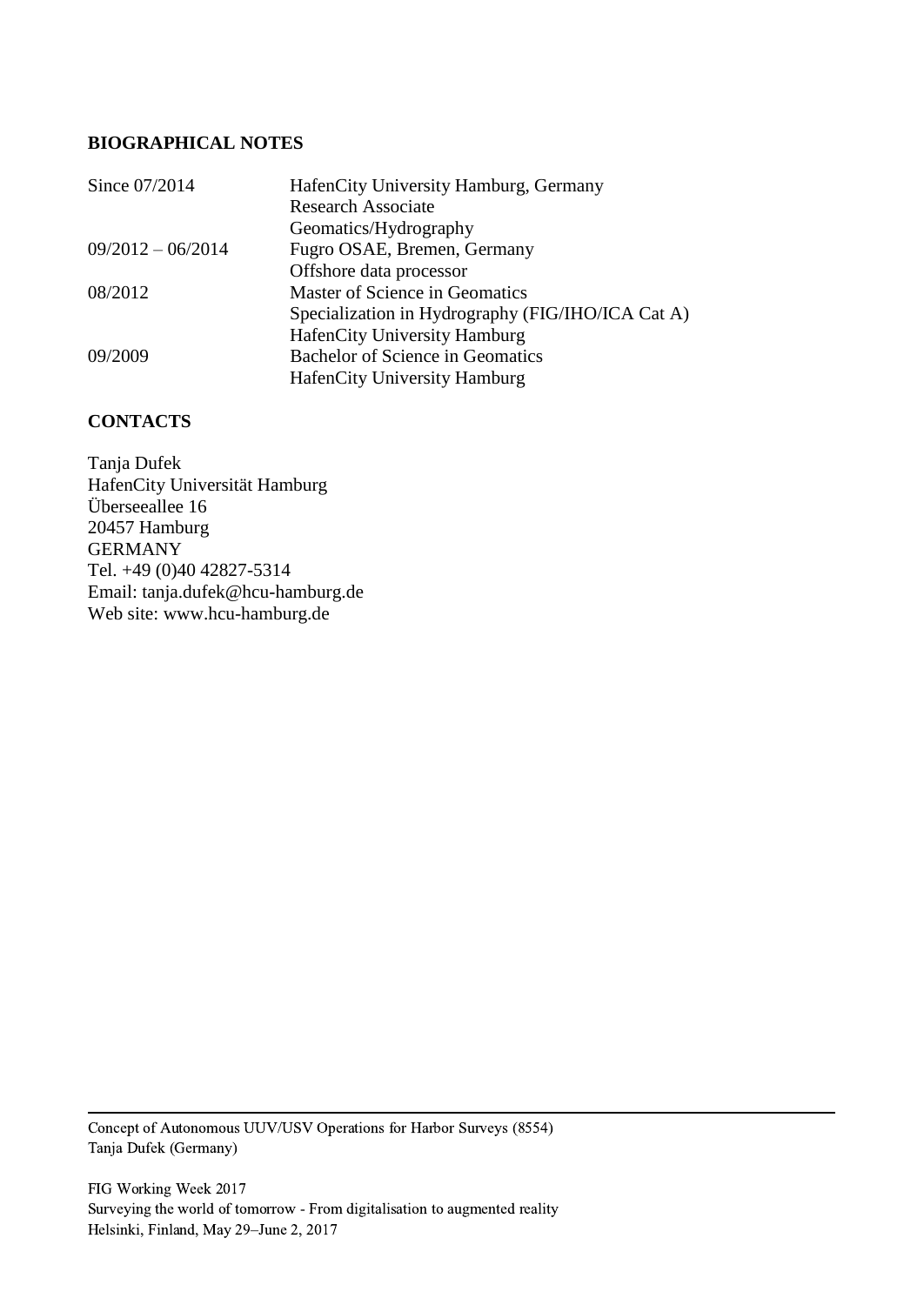**BIOGRAPHICAL NOTES**

| | |
|---|---|
| Since 07/2014 | HafenCity University Hamburg, Germany<br>Research Associate<br>Geomatics/Hydrography |
| 09/2012 – 06/2014 | Fugro OSAE, Bremen, Germany<br>Offshore data processor |
| 08/2012 | Master of Science in Geomatics<br>Specialization in Hydrography (FIG/IHO/ICA Cat A)<br>HafenCity University Hamburg |
| 09/2009 | Bachelor of Science in Geomatics<br>HafenCity University Hamburg |

**CONTACTS**

Tanja Dufek
HafenCity Universität Hamburg
Überseeallee 16
20457 Hamburg
GERMANY
Tel. +49 (0)40 42827-5314
Email: tanja.dufek@hcu-hamburg.de
Web site: www.hcu-hamburg.de